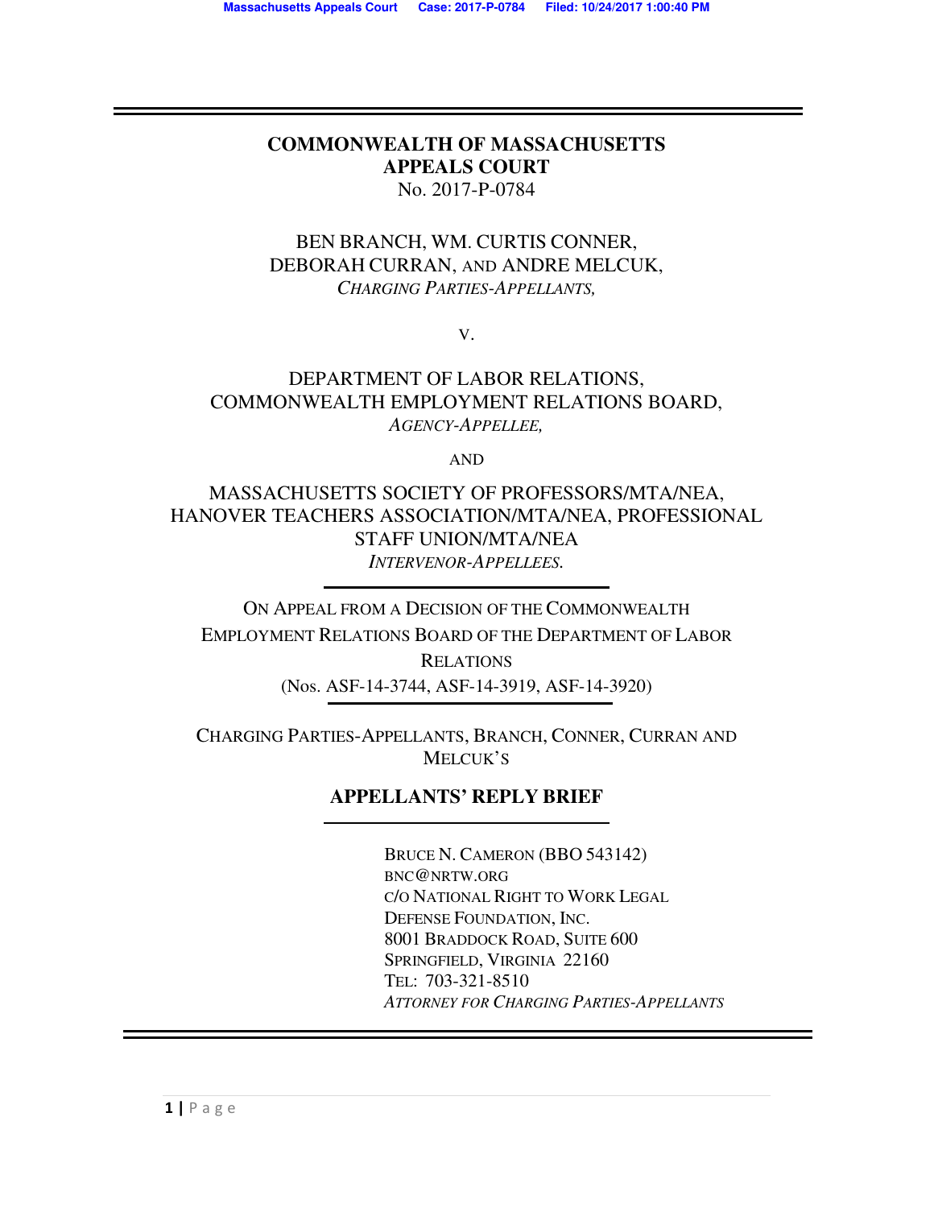**COMMONWEALTH OF MASSACHUSETTS**
**APPEALS COURT**
No. 2017-P-0784

BEN BRANCH, WM. CURTIS CONNER,
DEBORAH CURRAN, AND ANDRE MELCUK,
*CHARGING PARTIES-APPELLANTS,*

V.

DEPARTMENT OF LABOR RELATIONS,
COMMONWEALTH EMPLOYMENT RELATIONS BOARD,
*AGENCY-APPELLEE,*

AND

MASSACHUSETTS SOCIETY OF PROFESSORS/MTA/NEA,
HANOVER TEACHERS ASSOCIATION/MTA/NEA, PROFESSIONAL STAFF UNION/MTA/NEA
*INTERVENOR-APPELLEES.*

---

ON APPEAL FROM A DECISION OF THE COMMONWEALTH EMPLOYMENT RELATIONS BOARD OF THE DEPARTMENT OF LABOR RELATIONS
(NOS. ASF-14-3744, ASF-14-3919, ASF-14-3920)

---

CHARGING PARTIES-APPELLANTS, BRANCH, CONNER, CURRAN AND MELCUK'S

**APPELLANTS' REPLY BRIEF**

---

BRUCE N. CAMERON (BBO 543142)
BNC@NRTW.ORG
C/O NATIONAL RIGHT TO WORK LEGAL DEFENSE FOUNDATION, INC.
8001 BRADDOCK ROAD, SUITE 600
SPRINGFIELD, VIRGINIA 22160
TEL: 703-321-8510
*ATTORNEY FOR CHARGING PARTIES-APPELLANTS*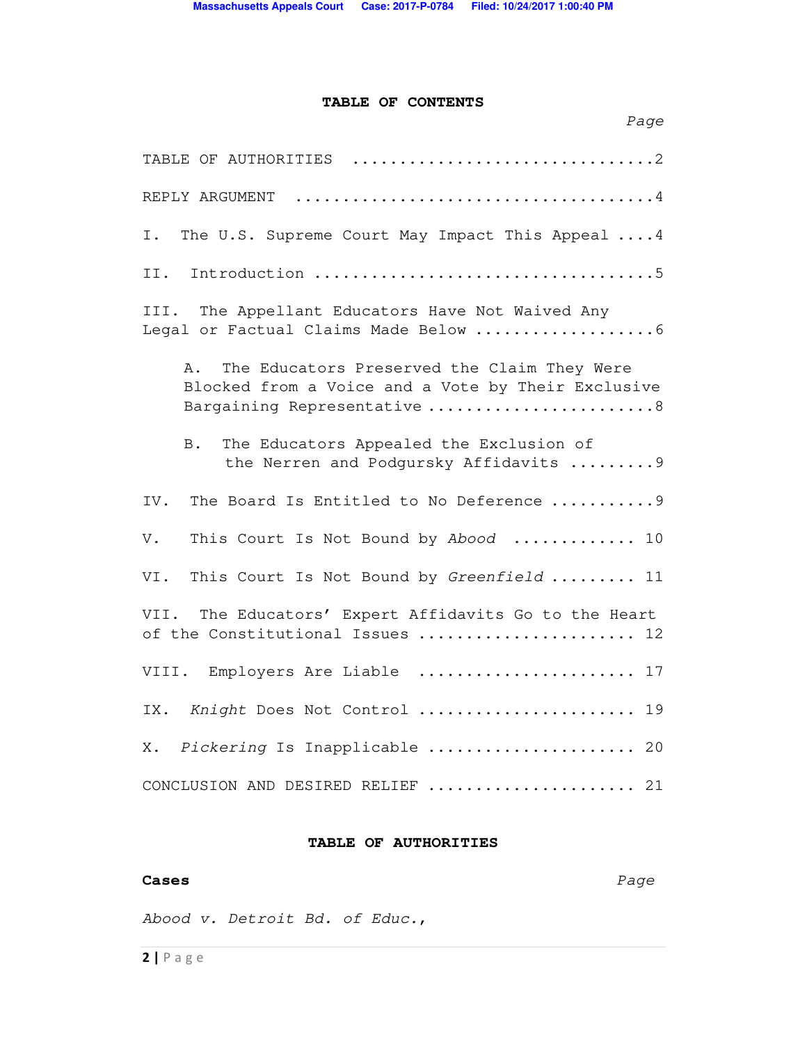## TABLE OF CONTENTS

| | Page |
|---|---|
| TABLE OF AUTHORITIES | 2 |
| REPLY ARGUMENT | 4 |
| I. The U.S. Supreme Court May Impact This Appeal | 4 |
| II. Introduction | 5 |
| III. The Appellant Educators Have Not Waived Any Legal or Factual Claims Made Below | 6 |
| A. The Educators Preserved the Claim They Were Blocked from a Voice and a Vote by Their Exclusive Bargaining Representative | 8 |
| B. The Educators Appealed the Exclusion of the Nerren and Podgursky Affidavits | 9 |
| IV. The Board Is Entitled to No Deference | 9 |
| V. This Court Is Not Bound by *Abood* | 10 |
| VI. This Court Is Not Bound by *Greenfield* | 11 |
| VII. The Educators' Expert Affidavits Go to the Heart of the Constitutional Issues | 12 |
| VIII. Employers Are Liable | 17 |
| IX. *Knight* Does Not Control | 19 |
| X. *Pickering* Is Inapplicable | 20 |
| CONCLUSION AND DESIRED RELIEF | 21 |

## TABLE OF AUTHORITIES

**Cases** — *Page*

*Abood v. Detroit Bd. of Educ.*,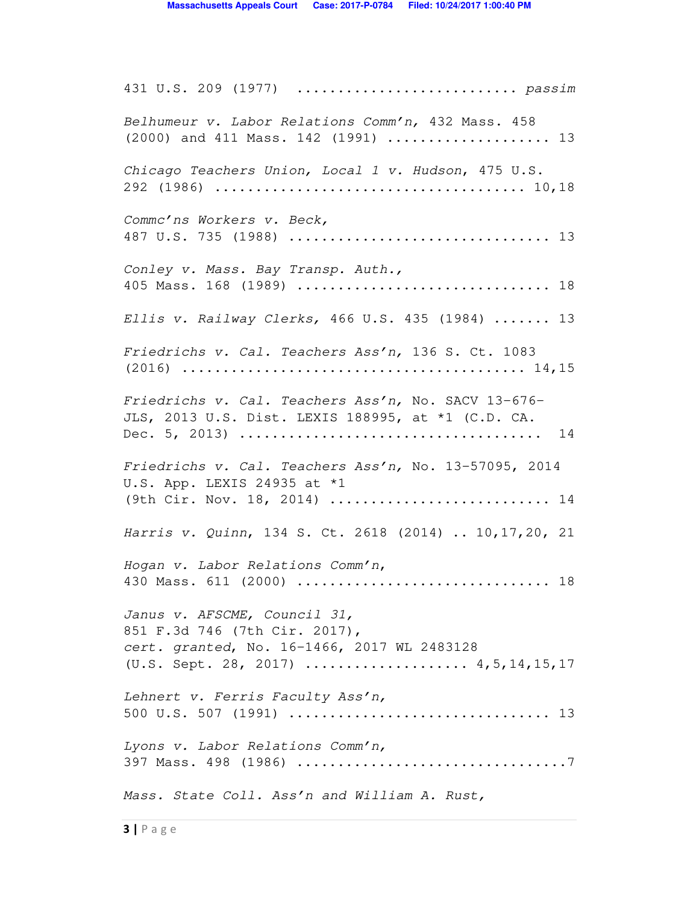431 U.S. 209 (1977) .......................... *passim*

*Belhumeur v. Labor Relations Comm'n,* 432 Mass. 458 (2000) and 411 Mass. 142 (1991) .................... 13

*Chicago Teachers Union, Local 1 v. Hudson*, 475 U.S. 292 (1986) ..................................... 10,18

*Commc'ns Workers v. Beck,* 487 U.S. 735 (1988) ............................... 13

*Conley v. Mass. Bay Transp. Auth.,* 405 Mass. 168 (1989) .............................. 18

*Ellis v. Railway Clerks,* 466 U.S. 435 (1984) ....... 13

*Friedrichs v. Cal. Teachers Ass'n,* 136 S. Ct. 1083 (2016) .......................................... 14,15

*Friedrichs v. Cal. Teachers Ass'n,* No. SACV 13-676-JLS, 2013 U.S. Dist. LEXIS 188995, at *1 (C.D. CA. Dec. 5, 2013) .................................... 14

*Friedrichs v. Cal. Teachers Ass'n,* No. 13-57095, 2014 U.S. App. LEXIS 24935 at *1 (9th Cir. Nov. 18, 2014) .......................... 14

*Harris v. Quinn*, 134 S. Ct. 2618 (2014) .. 10,17,20, 21

*Hogan v. Labor Relations Comm'n,* 430 Mass. 611 (2000) .............................. 18

*Janus v. AFSCME, Council 31,* 851 F.3d 746 (7th Cir. 2017), *cert. granted*, No. 16-1466, 2017 WL 2483128 (U.S. Sept. 28, 2017) .................... 4,5,14,15,17

*Lehnert v. Ferris Faculty Ass'n,* 500 U.S. 507 (1991) ............................... 13

*Lyons v. Labor Relations Comm'n,* 397 Mass. 498 (1986) ...............................7

*Mass. State Coll. Ass'n and William A. Rust,*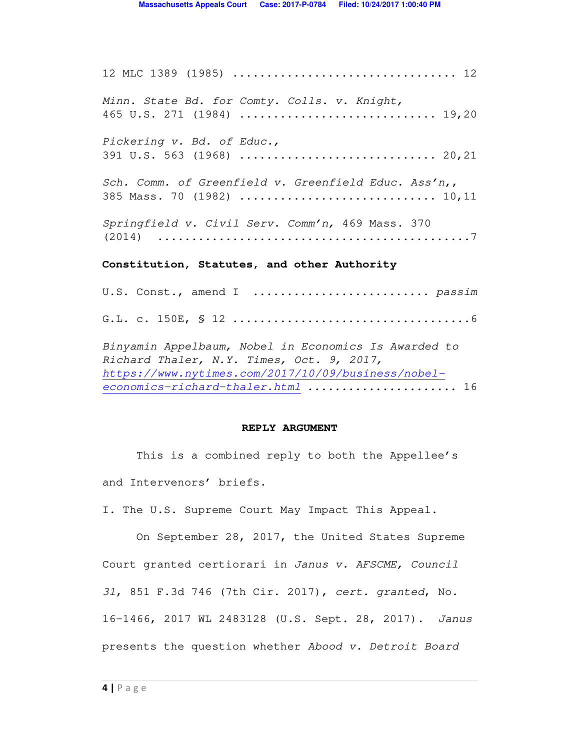12 MLC 1389 (1985) ................................ 12

*Minn. State Bd. for Comty. Colls. v. Knight*, 465 U.S. 271 (1984) ............................ 19,20

*Pickering v. Bd. of Educ.*, 391 U.S. 563 (1968) ............................ 20,21

*Sch. Comm. of Greenfield v. Greenfield Educ. Ass'n*,, 385 Mass. 70 (1982) ............................ 10,11

*Springfield v. Civil Serv. Comm'n,* 469 Mass. 370 (2014) ..........................................7

**Constitution, Statutes, and other Authority**

U.S. Const., amend I .......................... *passim*

G.L. c. 150E, § 12 ..................................6

*Binyamin Appelbaum, Nobel in Economics Is Awarded to Richard Thaler, N.Y. Times, Oct. 9, 2017,* *https://www.nytimes.com/2017/10/09/business/nobel-economics-richard-thaler.html* ..................... 16

**REPLY ARGUMENT**

This is a combined reply to both the Appellee's and Intervenors' briefs.

I. The U.S. Supreme Court May Impact This Appeal.

On September 28, 2017, the United States Supreme Court granted certiorari in *Janus v. AFSCME, Council 31*, 851 F.3d 746 (7th Cir. 2017), *cert. granted*, No. 16-1466, 2017 WL 2483128 (U.S. Sept. 28, 2017). *Janus* presents the question whether *Abood v. Detroit Board*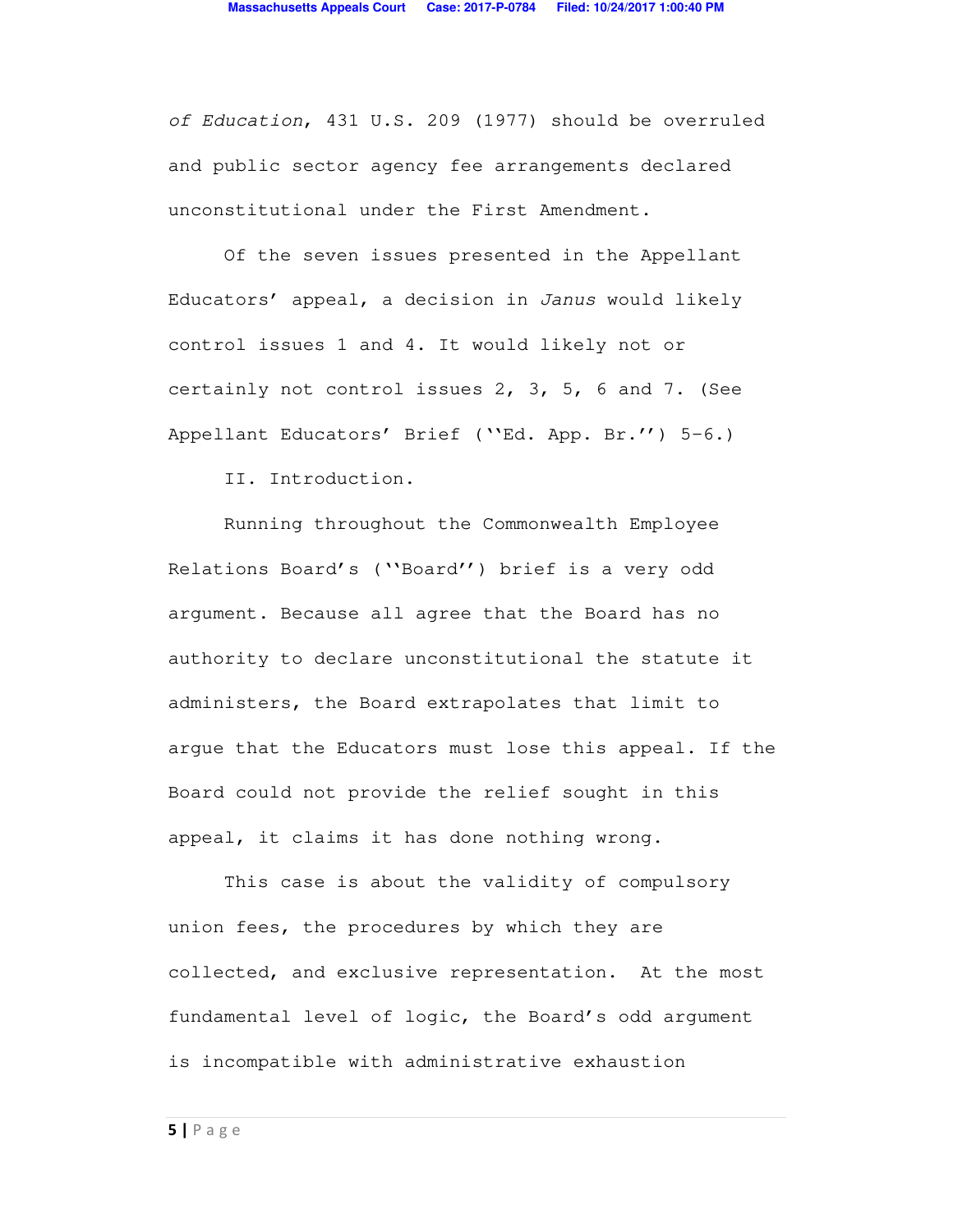*of Education*, 431 U.S. 209 (1977) should be overruled and public sector agency fee arrangements declared unconstitutional under the First Amendment.

Of the seven issues presented in the Appellant Educators' appeal, a decision in *Janus* would likely control issues 1 and 4. It would likely not or certainly not control issues 2, 3, 5, 6 and 7. (See Appellant Educators' Brief (''Ed. App. Br.'') 5-6.)

## II. Introduction.

Running throughout the Commonwealth Employee Relations Board's (''Board'') brief is a very odd argument. Because all agree that the Board has no authority to declare unconstitutional the statute it administers, the Board extrapolates that limit to argue that the Educators must lose this appeal. If the Board could not provide the relief sought in this appeal, it claims it has done nothing wrong.

This case is about the validity of compulsory union fees, the procedures by which they are collected, and exclusive representation. At the most fundamental level of logic, the Board's odd argument is incompatible with administrative exhaustion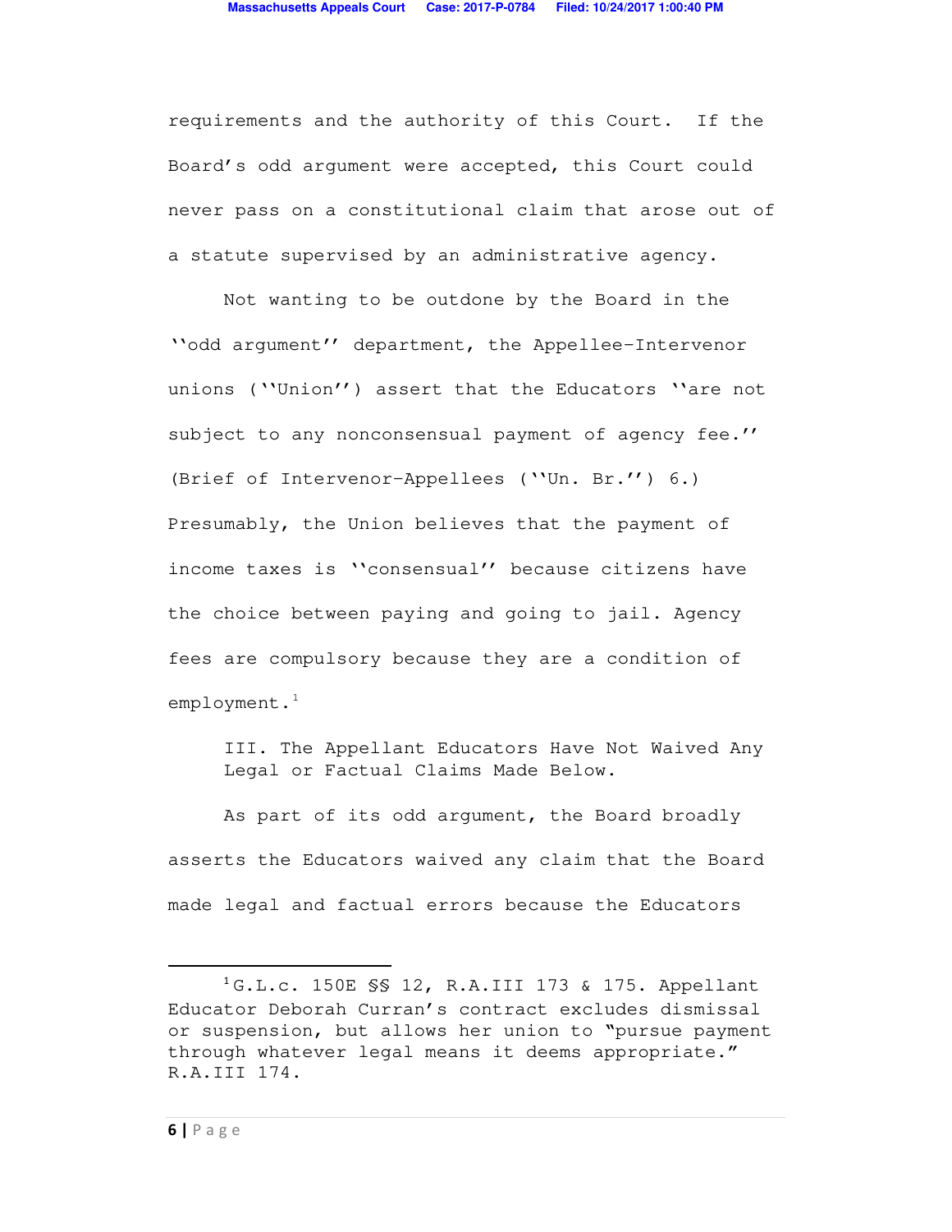requirements and the authority of this Court. If the Board's odd argument were accepted, this Court could never pass on a constitutional claim that arose out of a statute supervised by an administrative agency.

Not wanting to be outdone by the Board in the ''odd argument'' department, the Appellee-Intervenor unions (''Union'') assert that the Educators ''are not subject to any nonconsensual payment of agency fee.'' (Brief of Intervenor-Appellees (''Un. Br.'') 6.) Presumably, the Union believes that the payment of income taxes is ''consensual'' because citizens have the choice between paying and going to jail. Agency fees are compulsory because they are a condition of employment.[1]

### III. The Appellant Educators Have Not Waived Any Legal or Factual Claims Made Below.

As part of its odd argument, the Board broadly asserts the Educators waived any claim that the Board made legal and factual errors because the Educators

[1] G.L.c. 150E §§ 12, R.A.III 173 & 175. Appellant Educator Deborah Curran's contract excludes dismissal or suspension, but allows her union to "pursue payment through whatever legal means it deems appropriate." R.A.III 174.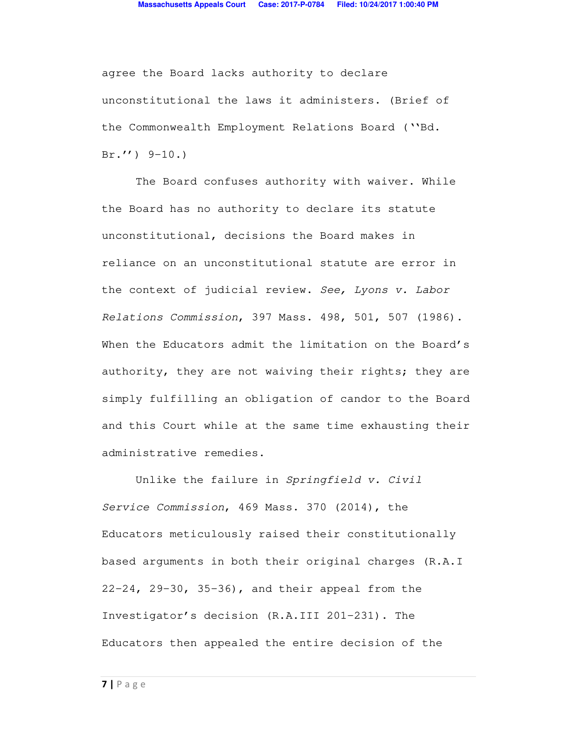agree the Board lacks authority to declare unconstitutional the laws it administers. (Brief of the Commonwealth Employment Relations Board (''Bd. Br.'') 9-10.)

The Board confuses authority with waiver. While the Board has no authority to declare its statute unconstitutional, decisions the Board makes in reliance on an unconstitutional statute are error in the context of judicial review. *See, Lyons v. Labor Relations Commission*, 397 Mass. 498, 501, 507 (1986). When the Educators admit the limitation on the Board's authority, they are not waiving their rights; they are simply fulfilling an obligation of candor to the Board and this Court while at the same time exhausting their administrative remedies.

Unlike the failure in *Springfield v. Civil Service Commission*, 469 Mass. 370 (2014), the Educators meticulously raised their constitutionally based arguments in both their original charges (R.A.I 22-24, 29-30, 35-36), and their appeal from the Investigator's decision (R.A.III 201-231). The Educators then appealed the entire decision of the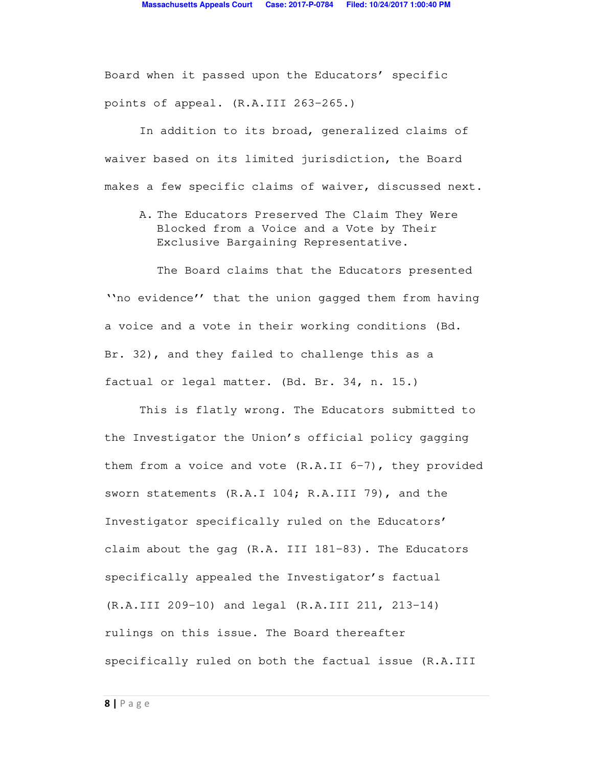Board when it passed upon the Educators' specific points of appeal. (R.A.III 263-265.)

In addition to its broad, generalized claims of waiver based on its limited jurisdiction, the Board makes a few specific claims of waiver, discussed next.

A. The Educators Preserved The Claim They Were Blocked from a Voice and a Vote by Their Exclusive Bargaining Representative.

The Board claims that the Educators presented ''no evidence'' that the union gagged them from having a voice and a vote in their working conditions (Bd. Br. 32), and they failed to challenge this as a factual or legal matter. (Bd. Br. 34, n. 15.)

This is flatly wrong. The Educators submitted to the Investigator the Union's official policy gagging them from a voice and vote (R.A.II 6-7), they provided sworn statements (R.A.I 104; R.A.III 79), and the Investigator specifically ruled on the Educators' claim about the gag (R.A. III 181-83). The Educators specifically appealed the Investigator's factual (R.A.III 209-10) and legal (R.A.III 211, 213-14) rulings on this issue. The Board thereafter specifically ruled on both the factual issue (R.A.III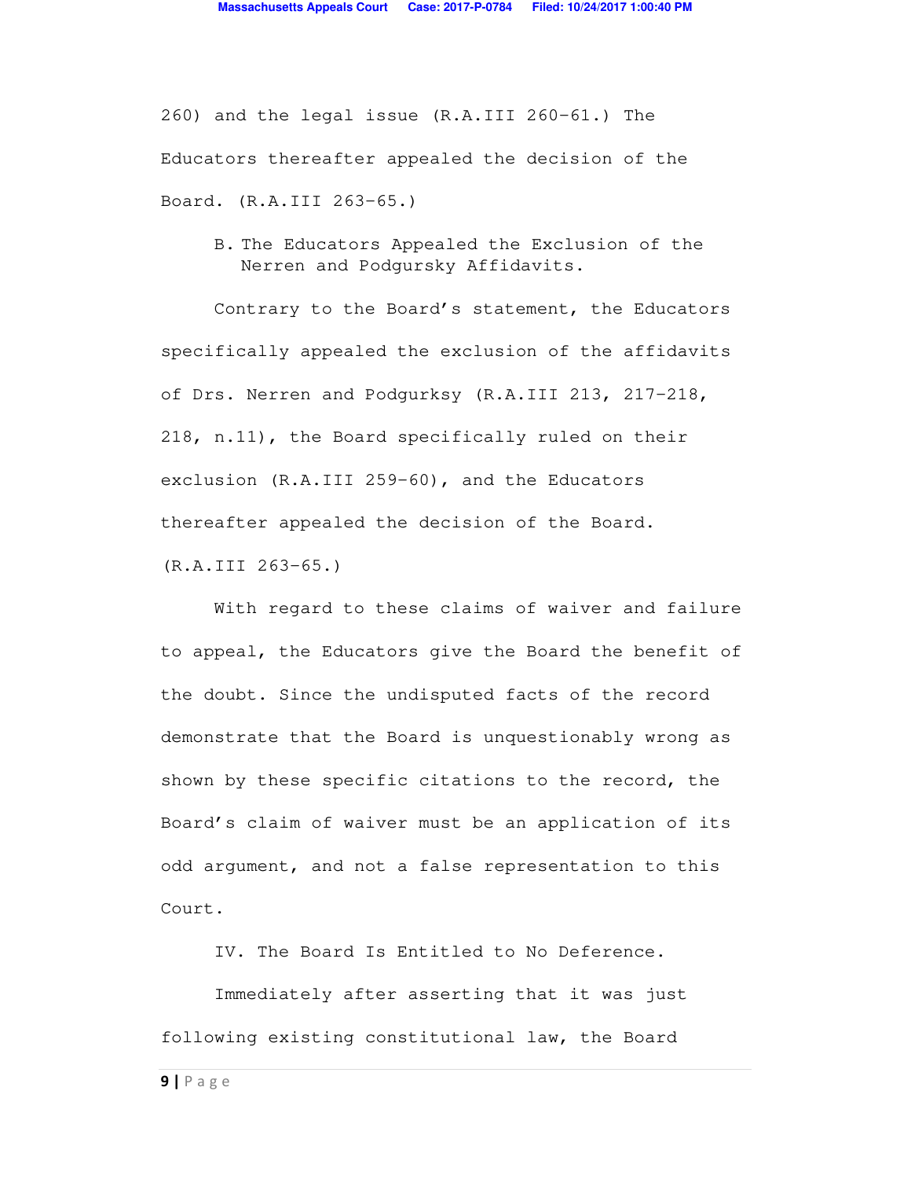260) and the legal issue (R.A.III 260-61.) The Educators thereafter appealed the decision of the Board. (R.A.III 263-65.)

B. The Educators Appealed the Exclusion of the Nerren and Podgursky Affidavits.

Contrary to the Board's statement, the Educators specifically appealed the exclusion of the affidavits of Drs. Nerren and Podgurksy (R.A.III 213, 217-218, 218, n.11), the Board specifically ruled on their exclusion (R.A.III 259-60), and the Educators thereafter appealed the decision of the Board. (R.A.III 263-65.)

With regard to these claims of waiver and failure to appeal, the Educators give the Board the benefit of the doubt. Since the undisputed facts of the record demonstrate that the Board is unquestionably wrong as shown by these specific citations to the record, the Board's claim of waiver must be an application of its odd argument, and not a false representation to this Court.

IV. The Board Is Entitled to No Deference.

Immediately after asserting that it was just following existing constitutional law, the Board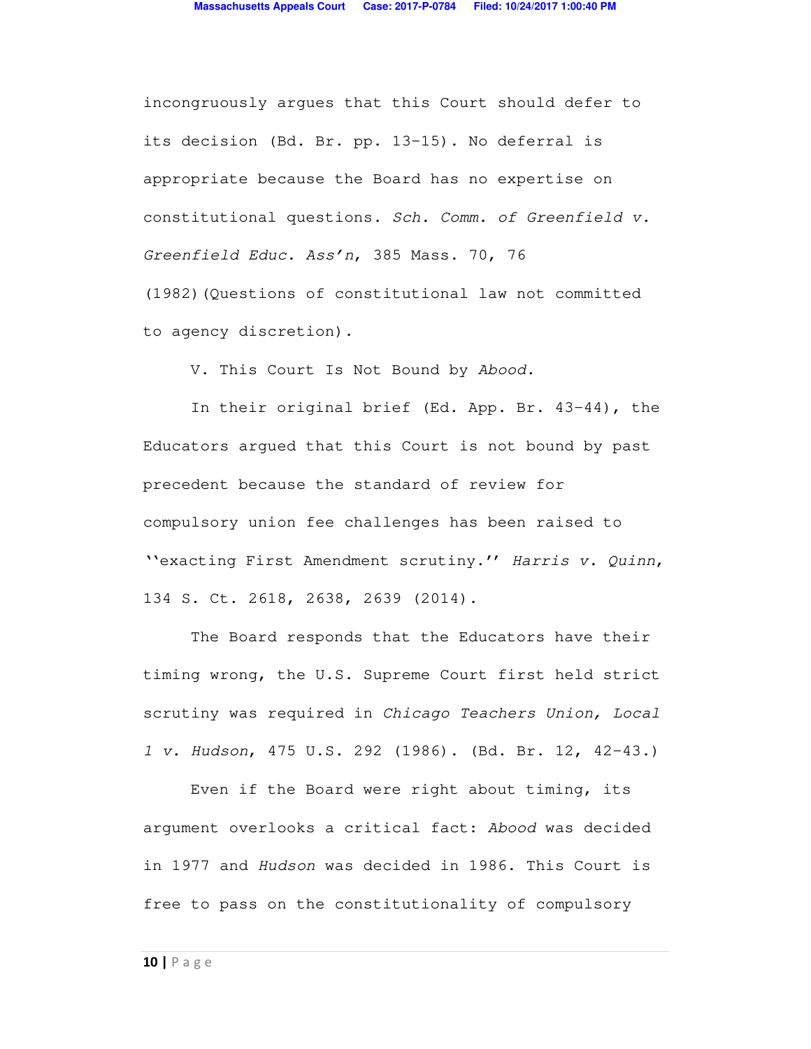incongruously argues that this Court should defer to its decision (Bd. Br. pp. 13-15). No deferral is appropriate because the Board has no expertise on constitutional questions. *Sch. Comm. of Greenfield v. Greenfield Educ. Ass'n*, 385 Mass. 70, 76 (1982)(Questions of constitutional law not committed to agency discretion).

V. This Court Is Not Bound by *Abood.*

In their original brief (Ed. App. Br. 43-44), the Educators argued that this Court is not bound by past precedent because the standard of review for compulsory union fee challenges has been raised to ''exacting First Amendment scrutiny.'' *Harris v. Quinn*, 134 S. Ct. 2618, 2638, 2639 (2014).

The Board responds that the Educators have their timing wrong, the U.S. Supreme Court first held strict scrutiny was required in *Chicago Teachers Union, Local 1 v. Hudson*, 475 U.S. 292 (1986). (Bd. Br. 12, 42-43.)

Even if the Board were right about timing, its argument overlooks a critical fact: *Abood* was decided in 1977 and *Hudson* was decided in 1986. This Court is free to pass on the constitutionality of compulsory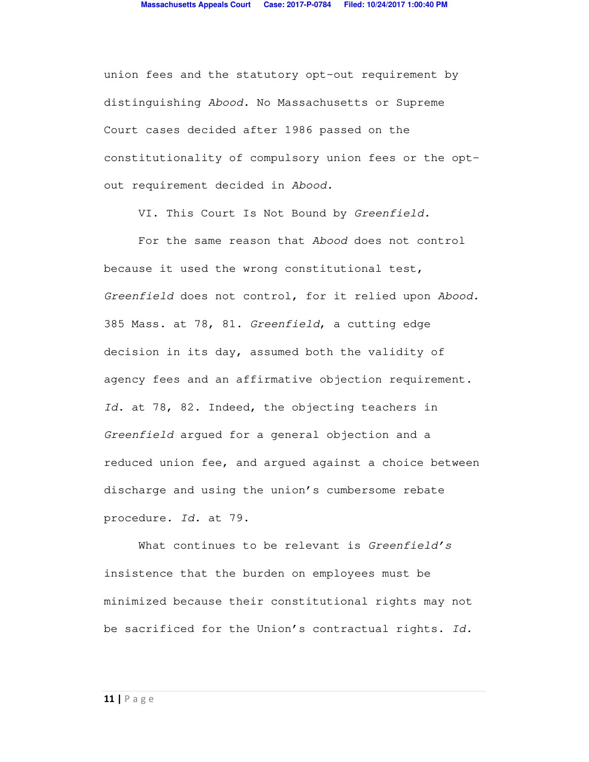union fees and the statutory opt-out requirement by distinguishing *Abood.* No Massachusetts or Supreme Court cases decided after 1986 passed on the constitutionality of compulsory union fees or the opt-out requirement decided in *Abood.*

## VI. This Court Is Not Bound by *Greenfield.*

For the same reason that *Abood* does not control because it used the wrong constitutional test, *Greenfield* does not control, for it relied upon *Abood.* 385 Mass. at 78, 81. *Greenfield*, a cutting edge decision in its day, assumed both the validity of agency fees and an affirmative objection requirement. *Id.* at 78, 82. Indeed, the objecting teachers in *Greenfield* argued for a general objection and a reduced union fee, and argued against a choice between discharge and using the union's cumbersome rebate procedure. *Id.* at 79.

What continues to be relevant is *Greenfield's* insistence that the burden on employees must be minimized because their constitutional rights may not be sacrificed for the Union's contractual rights. *Id.*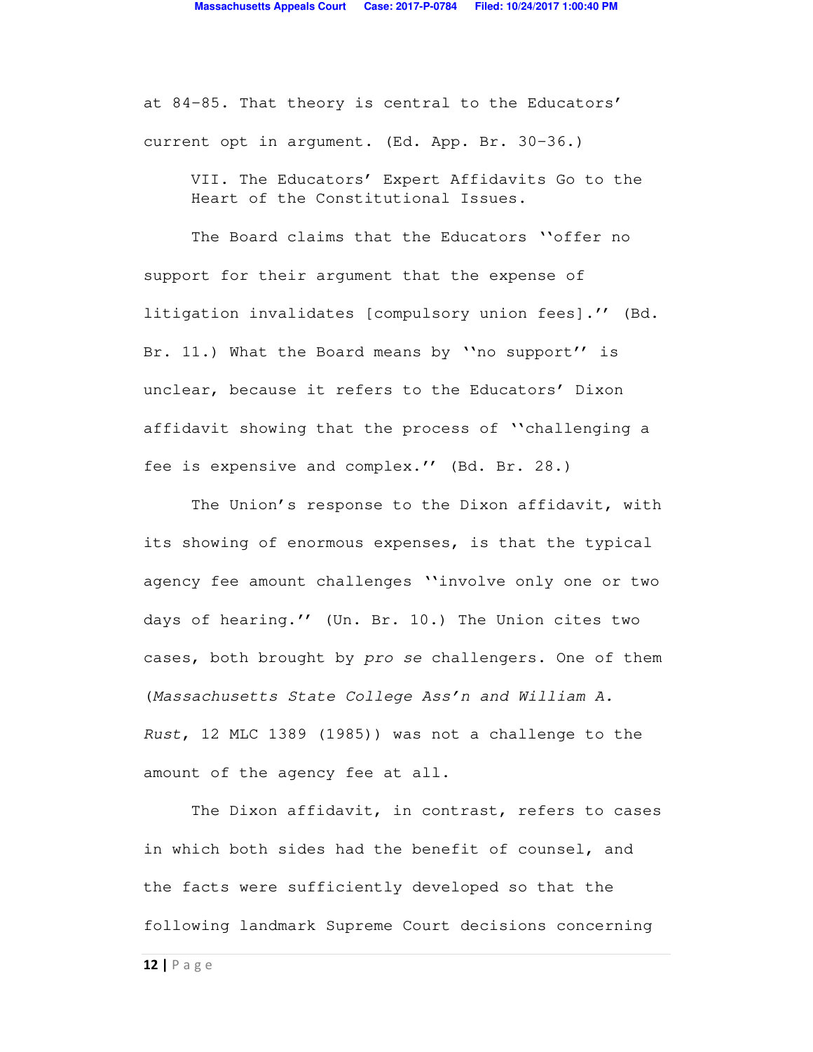at 84-85. That theory is central to the Educators' current opt in argument. (Ed. App. Br. 30-36.)

## VII. The Educators' Expert Affidavits Go to the Heart of the Constitutional Issues.

The Board claims that the Educators ''offer no support for their argument that the expense of litigation invalidates [compulsory union fees].'' (Bd. Br. 11.) What the Board means by ''no support'' is unclear, because it refers to the Educators' Dixon affidavit showing that the process of ''challenging a fee is expensive and complex.'' (Bd. Br. 28.)

The Union's response to the Dixon affidavit, with its showing of enormous expenses, is that the typical agency fee amount challenges ''involve only one or two days of hearing.'' (Un. Br. 10.) The Union cites two cases, both brought by *pro se* challengers. One of them (*Massachusetts State College Ass'n and William A. Rust*, 12 MLC 1389 (1985)) was not a challenge to the amount of the agency fee at all.

The Dixon affidavit, in contrast, refers to cases in which both sides had the benefit of counsel, and the facts were sufficiently developed so that the following landmark Supreme Court decisions concerning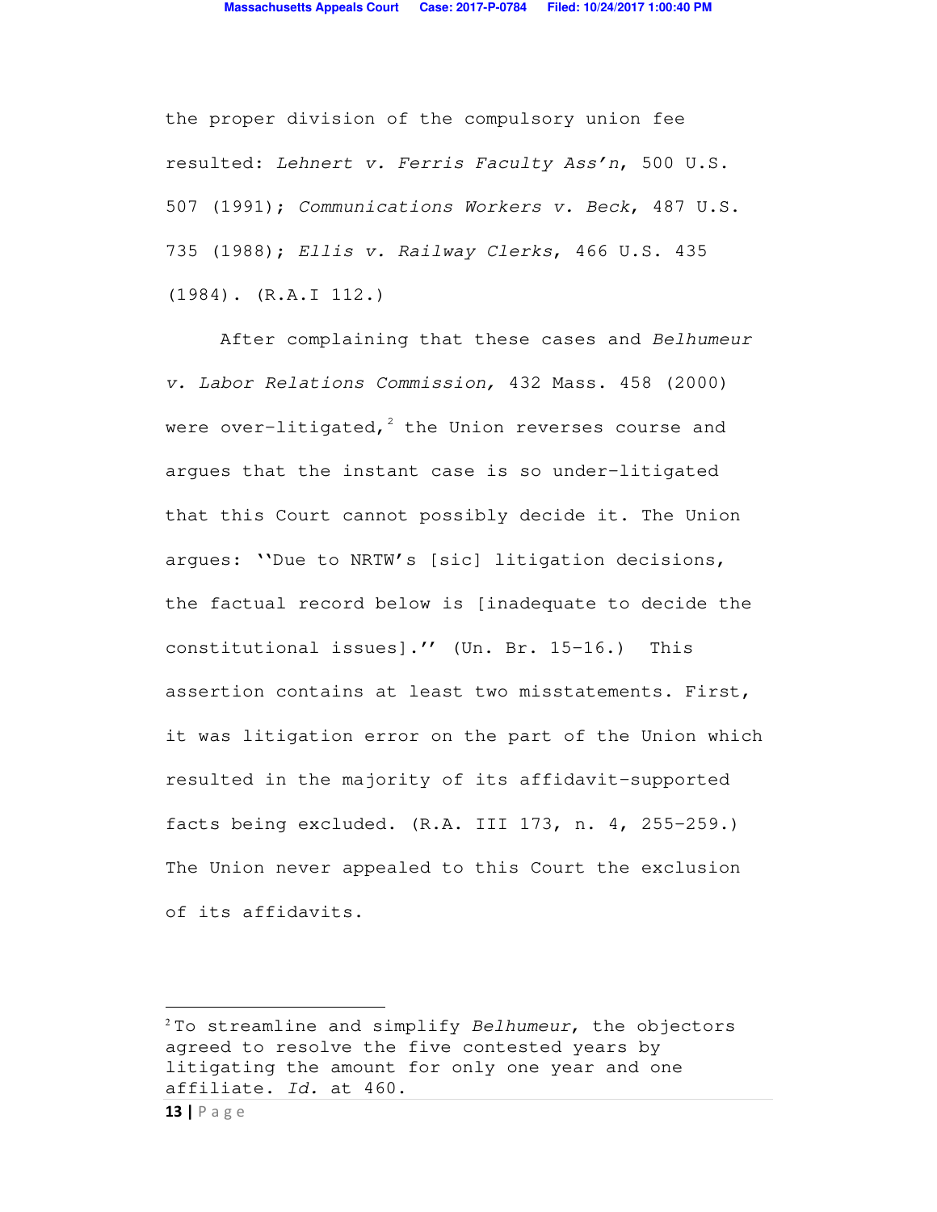the proper division of the compulsory union fee resulted: *Lehnert v. Ferris Faculty Ass'n*, 500 U.S. 507 (1991); *Communications Workers v. Beck*, 487 U.S. 735 (1988); *Ellis v. Railway Clerks*, 466 U.S. 435 (1984). (R.A.I 112.)

After complaining that these cases and *Belhumeur v. Labor Relations Commission,* 432 Mass. 458 (2000) were over-litigated,[2] the Union reverses course and argues that the instant case is so under-litigated that this Court cannot possibly decide it. The Union argues: ''Due to NRTW's [sic] litigation decisions, the factual record below is [inadequate to decide the constitutional issues].'' (Un. Br. 15-16.) This assertion contains at least two misstatements. First, it was litigation error on the part of the Union which resulted in the majority of its affidavit-supported facts being excluded. (R.A. III 173, n. 4, 255-259.) The Union never appealed to this Court the exclusion of its affidavits.

---

[2] To streamline and simplify *Belhumeur*, the objectors agreed to resolve the five contested years by litigating the amount for only one year and one affiliate. *Id.* at 460.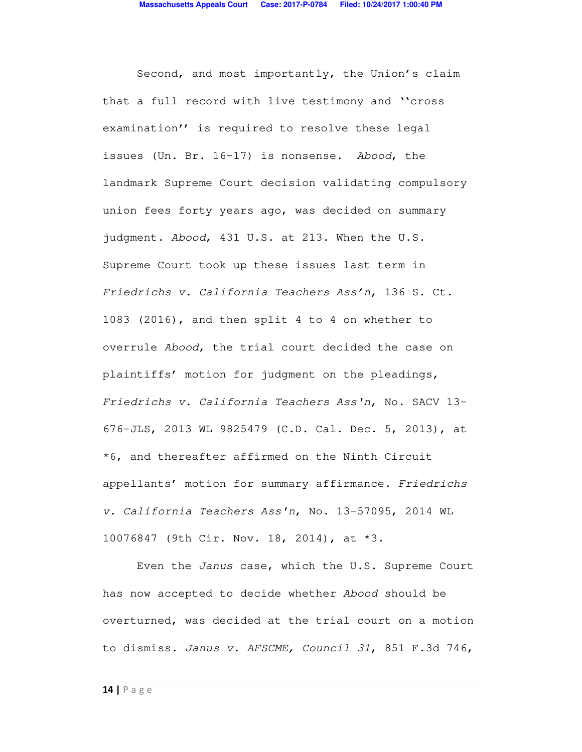Second, and most importantly, the Union's claim that a full record with live testimony and ''cross examination'' is required to resolve these legal issues (Un. Br. 16-17) is nonsense. *Abood*, the landmark Supreme Court decision validating compulsory union fees forty years ago, was decided on summary judgment. *Abood*, 431 U.S. at 213. When the U.S. Supreme Court took up these issues last term in *Friedrichs v. California Teachers Ass'n*, 136 S. Ct. 1083 (2016), and then split 4 to 4 on whether to overrule *Abood*, the trial court decided the case on plaintiffs' motion for judgment on the pleadings, *Friedrichs v. California Teachers Ass'n*, No. SACV 13-676-JLS, 2013 WL 9825479 (C.D. Cal. Dec. 5, 2013), at *6, and thereafter affirmed on the Ninth Circuit appellants' motion for summary affirmance. *Friedrichs v. California Teachers Ass'n*, No. 13-57095, 2014 WL 10076847 (9th Cir. Nov. 18, 2014), at *3.

Even the *Janus* case, which the U.S. Supreme Court has now accepted to decide whether *Abood* should be overturned, was decided at the trial court on a motion to dismiss. *Janus v. AFSCME, Council 31*, 851 F.3d 746,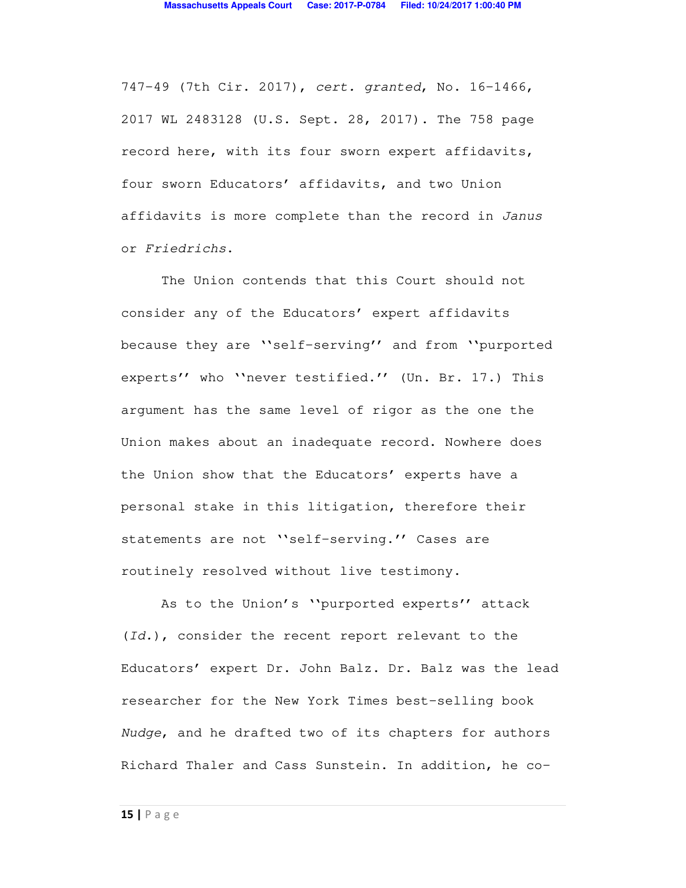747-49 (7th Cir. 2017), *cert. granted*, No. 16-1466, 2017 WL 2483128 (U.S. Sept. 28, 2017). The 758 page record here, with its four sworn expert affidavits, four sworn Educators' affidavits, and two Union affidavits is more complete than the record in *Janus* or *Friedrichs*.

The Union contends that this Court should not consider any of the Educators' expert affidavits because they are ''self-serving'' and from ''purported experts'' who ''never testified.'' (Un. Br. 17.) This argument has the same level of rigor as the one the Union makes about an inadequate record. Nowhere does the Union show that the Educators' experts have a personal stake in this litigation, therefore their statements are not ''self-serving.'' Cases are routinely resolved without live testimony.

As to the Union's ''purported experts'' attack (*Id.*), consider the recent report relevant to the Educators' expert Dr. John Balz. Dr. Balz was the lead researcher for the New York Times best-selling book *Nudge*, and he drafted two of its chapters for authors Richard Thaler and Cass Sunstein. In addition, he co-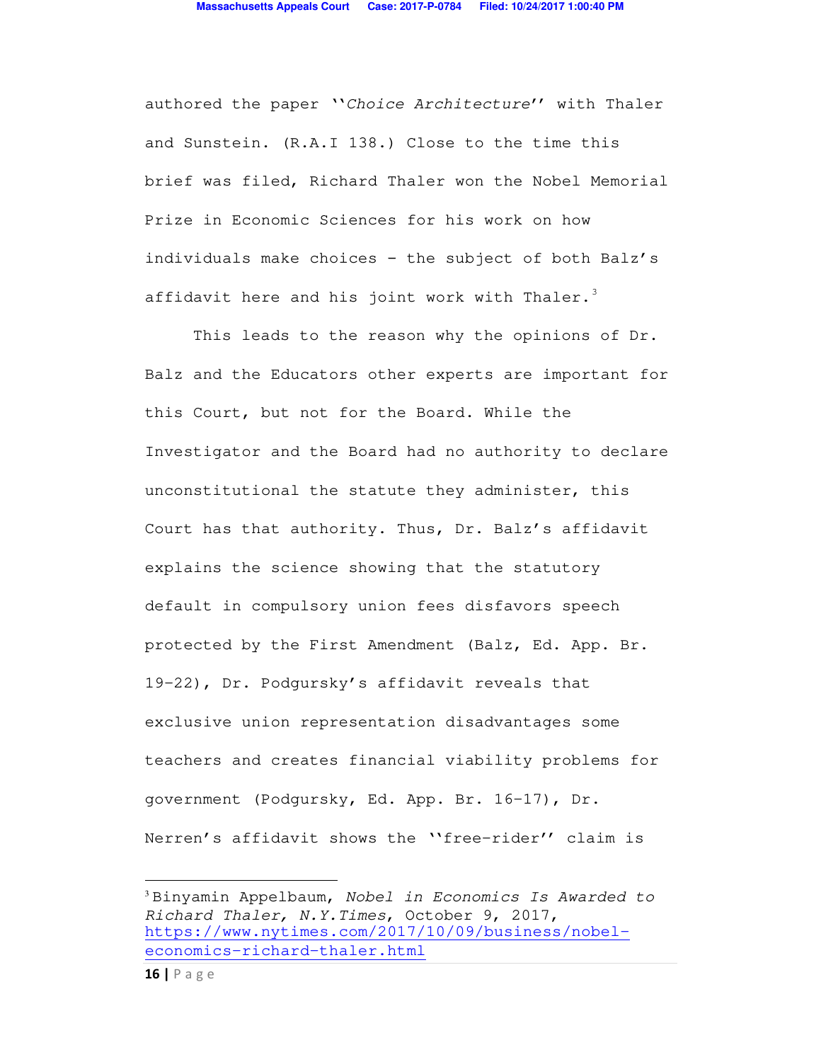authored the paper ''*Choice Architecture*'' with Thaler and Sunstein. (R.A.I 138.) Close to the time this brief was filed, Richard Thaler won the Nobel Memorial Prize in Economic Sciences for his work on how individuals make choices – the subject of both Balz's affidavit here and his joint work with Thaler.[3]

This leads to the reason why the opinions of Dr. Balz and the Educators other experts are important for this Court, but not for the Board. While the Investigator and the Board had no authority to declare unconstitutional the statute they administer, this Court has that authority. Thus, Dr. Balz's affidavit explains the science showing that the statutory default in compulsory union fees disfavors speech protected by the First Amendment (Balz, Ed. App. Br. 19-22), Dr. Podgursky's affidavit reveals that exclusive union representation disadvantages some teachers and creates financial viability problems for government (Podgursky, Ed. App. Br. 16-17), Dr. Nerren's affidavit shows the ''free-rider'' claim is

---

[3] Binyamin Appelbaum, *Nobel in Economics Is Awarded to Richard Thaler, N.Y.Times*, October 9, 2017, https://www.nytimes.com/2017/10/09/business/nobel-economics-richard-thaler.html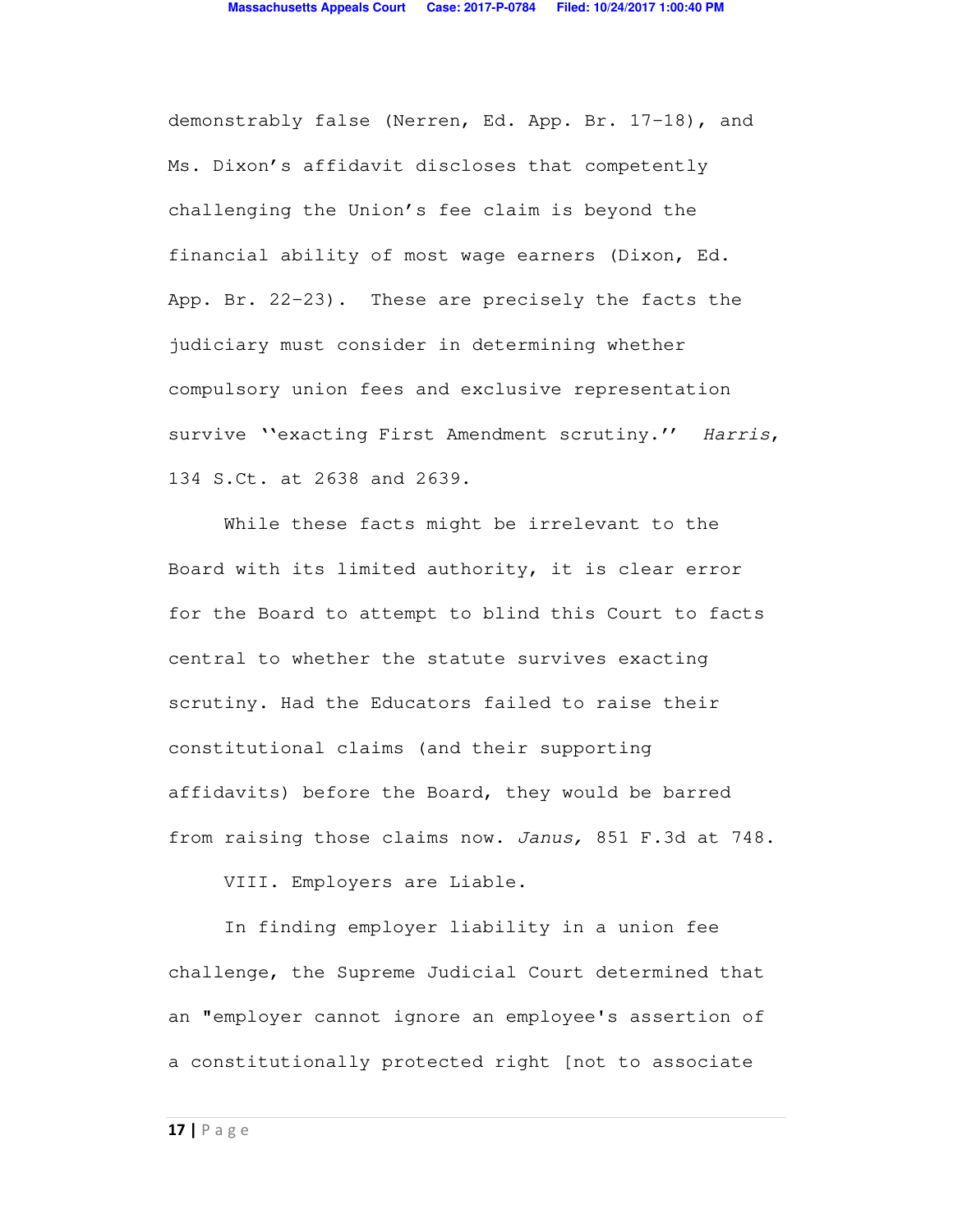demonstrably false (Nerren, Ed. App. Br. 17-18), and Ms. Dixon's affidavit discloses that competently challenging the Union's fee claim is beyond the financial ability of most wage earners (Dixon, Ed. App. Br. 22-23). These are precisely the facts the judiciary must consider in determining whether compulsory union fees and exclusive representation survive ''exacting First Amendment scrutiny.'' *Harris*, 134 S.Ct. at 2638 and 2639.

While these facts might be irrelevant to the Board with its limited authority, it is clear error for the Board to attempt to blind this Court to facts central to whether the statute survives exacting scrutiny. Had the Educators failed to raise their constitutional claims (and their supporting affidavits) before the Board, they would be barred from raising those claims now. *Janus,* 851 F.3d at 748.

VIII. Employers are Liable.

In finding employer liability in a union fee challenge, the Supreme Judicial Court determined that an "employer cannot ignore an employee's assertion of a constitutionally protected right [not to associate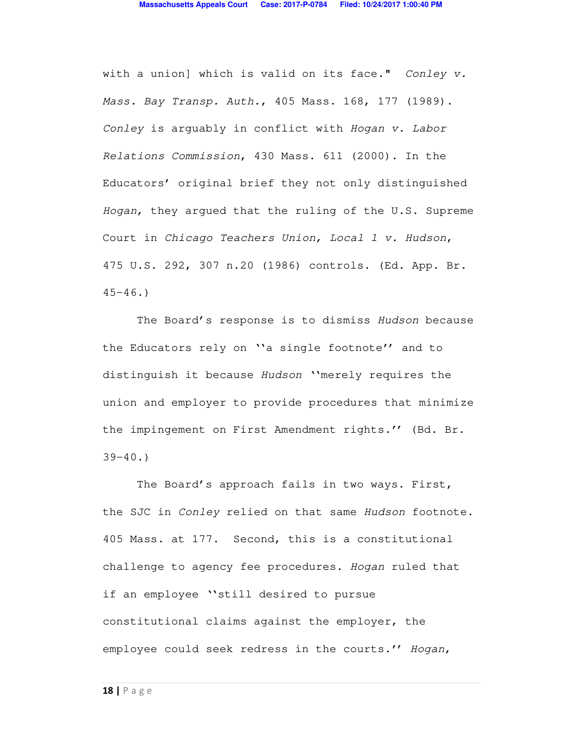with a union] which is valid on its face." *Conley v. Mass. Bay Transp. Auth.*, 405 Mass. 168, 177 (1989). *Conley* is arguably in conflict with *Hogan v. Labor Relations Commission*, 430 Mass. 611 (2000). In the Educators' original brief they not only distinguished *Hogan*, they argued that the ruling of the U.S. Supreme Court in *Chicago Teachers Union, Local 1 v. Hudson*, 475 U.S. 292, 307 n.20 (1986) controls. (Ed. App. Br. 45-46.)

The Board's response is to dismiss *Hudson* because the Educators rely on ''a single footnote'' and to distinguish it because *Hudson* ''merely requires the union and employer to provide procedures that minimize the impingement on First Amendment rights.'' (Bd. Br. 39-40.)

The Board's approach fails in two ways. First, the SJC in *Conley* relied on that same *Hudson* footnote. 405 Mass. at 177. Second, this is a constitutional challenge to agency fee procedures. *Hogan* ruled that if an employee ''still desired to pursue constitutional claims against the employer, the employee could seek redress in the courts.'' *Hogan*,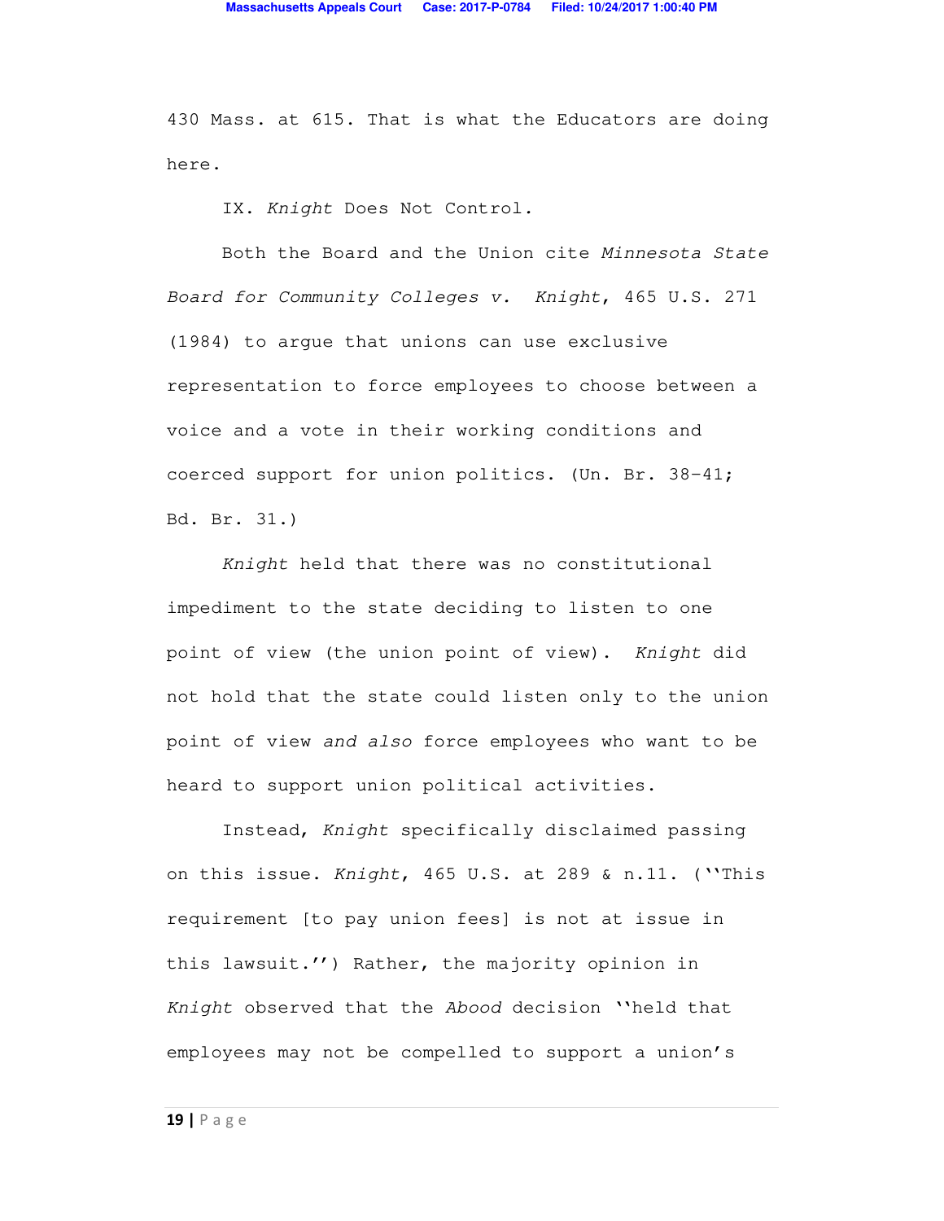430 Mass. at 615. That is what the Educators are doing here.

IX. *Knight* Does Not Control.

Both the Board and the Union cite *Minnesota State Board for Community Colleges v. Knight*, 465 U.S. 271 (1984) to argue that unions can use exclusive representation to force employees to choose between a voice and a vote in their working conditions and coerced support for union politics. (Un. Br. 38-41; Bd. Br. 31.)

*Knight* held that there was no constitutional impediment to the state deciding to listen to one point of view (the union point of view). *Knight* did not hold that the state could listen only to the union point of view *and also* force employees who want to be heard to support union political activities.

Instead, *Knight* specifically disclaimed passing on this issue. *Knight*, 465 U.S. at 289 & n.11. (''This requirement [to pay union fees] is not at issue in this lawsuit.'') Rather, the majority opinion in *Knight* observed that the *Abood* decision ''held that employees may not be compelled to support a union's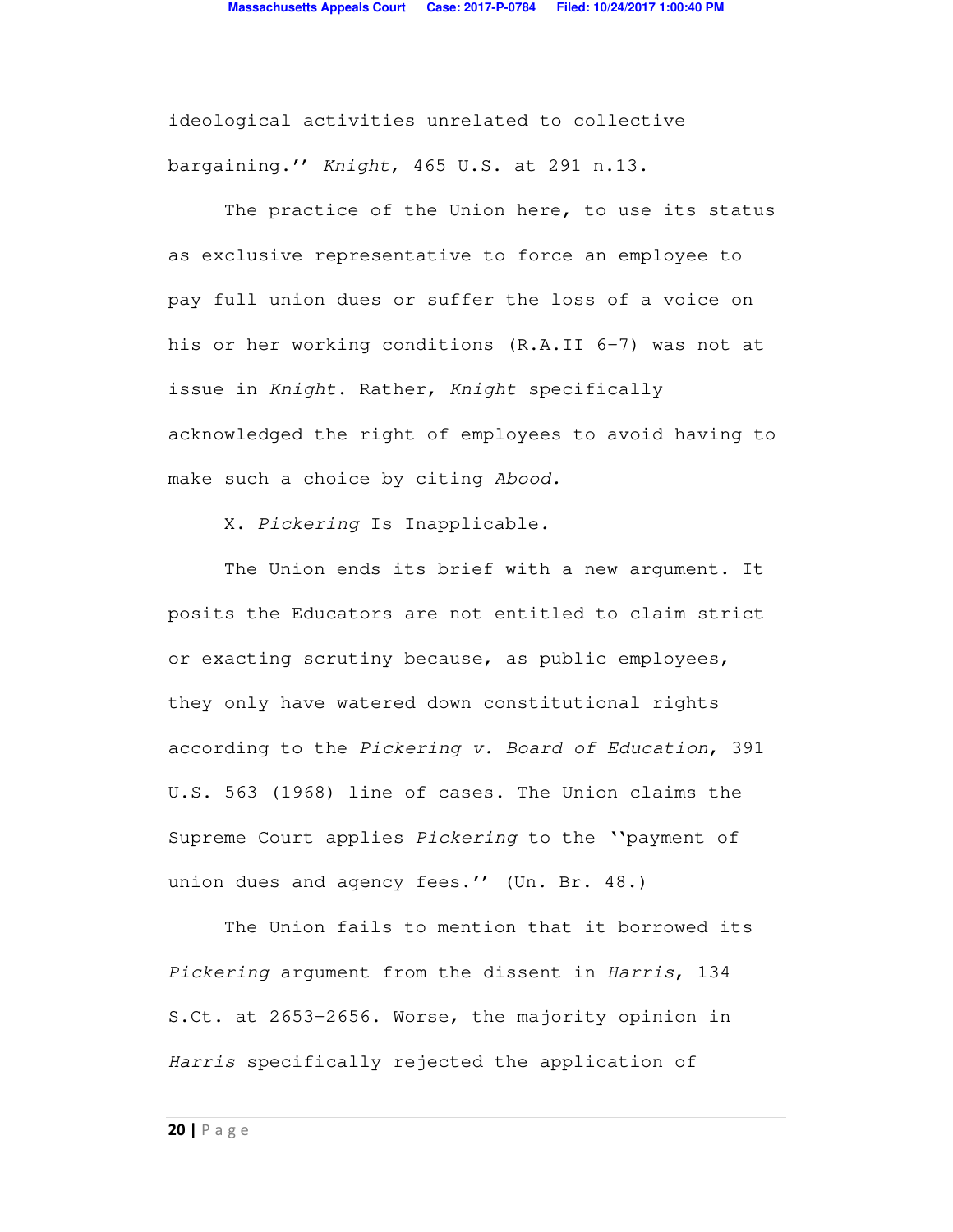ideological activities unrelated to collective bargaining.'' *Knight*, 465 U.S. at 291 n.13.

The practice of the Union here, to use its status as exclusive representative to force an employee to pay full union dues or suffer the loss of a voice on his or her working conditions (R.A.II 6-7) was not at issue in *Knight*. Rather, *Knight* specifically acknowledged the right of employees to avoid having to make such a choice by citing *Abood.*

X. *Pickering* Is Inapplicable.

The Union ends its brief with a new argument. It posits the Educators are not entitled to claim strict or exacting scrutiny because, as public employees, they only have watered down constitutional rights according to the *Pickering v. Board of Education*, 391 U.S. 563 (1968) line of cases. The Union claims the Supreme Court applies *Pickering* to the ''payment of union dues and agency fees.'' (Un. Br. 48.)

The Union fails to mention that it borrowed its *Pickering* argument from the dissent in *Harris*, 134 S.Ct. at 2653-2656. Worse, the majority opinion in *Harris* specifically rejected the application of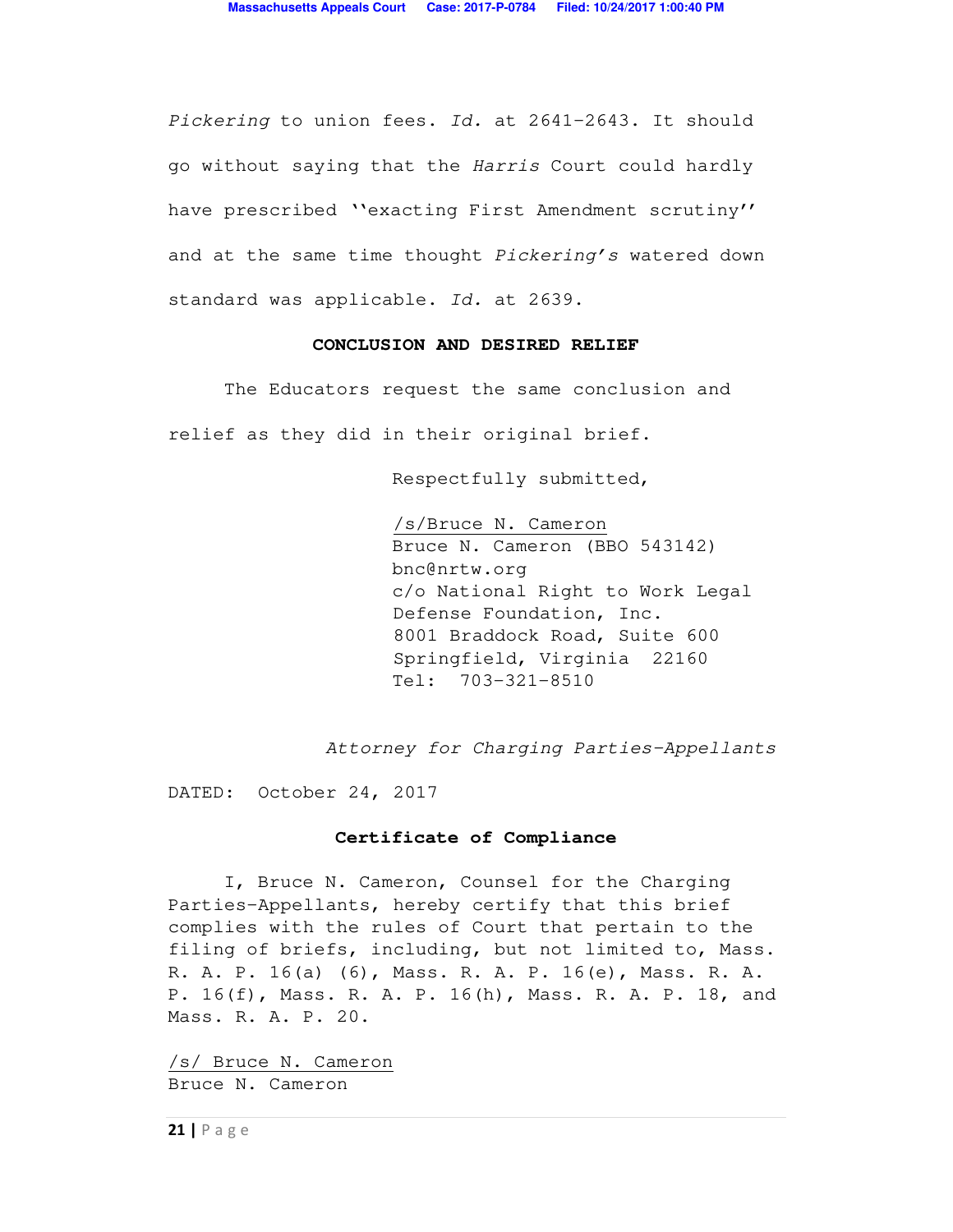*Pickering* to union fees. *Id.* at 2641-2643. It should go without saying that the *Harris* Court could hardly have prescribed ''exacting First Amendment scrutiny'' and at the same time thought *Pickering's* watered down standard was applicable. *Id.* at 2639.

## CONCLUSION AND DESIRED RELIEF

The Educators request the same conclusion and relief as they did in their original brief.

Respectfully submitted,

/s/Bruce N. Cameron
Bruce N. Cameron (BBO 543142)
bnc@nrtw.org
c/o National Right to Work Legal Defense Foundation, Inc.
8001 Braddock Road, Suite 600
Springfield, Virginia 22160
Tel: 703-321-8510

*Attorney for Charging Parties-Appellants*

DATED: October 24, 2017

## Certificate of Compliance

I, Bruce N. Cameron, Counsel for the Charging Parties-Appellants, hereby certify that this brief complies with the rules of Court that pertain to the filing of briefs, including, but not limited to, Mass. R. A. P. 16(a) (6), Mass. R. A. P. 16(e), Mass. R. A. P. 16(f), Mass. R. A. P. 16(h), Mass. R. A. P. 18, and Mass. R. A. P. 20.

/s/ Bruce N. Cameron
Bruce N. Cameron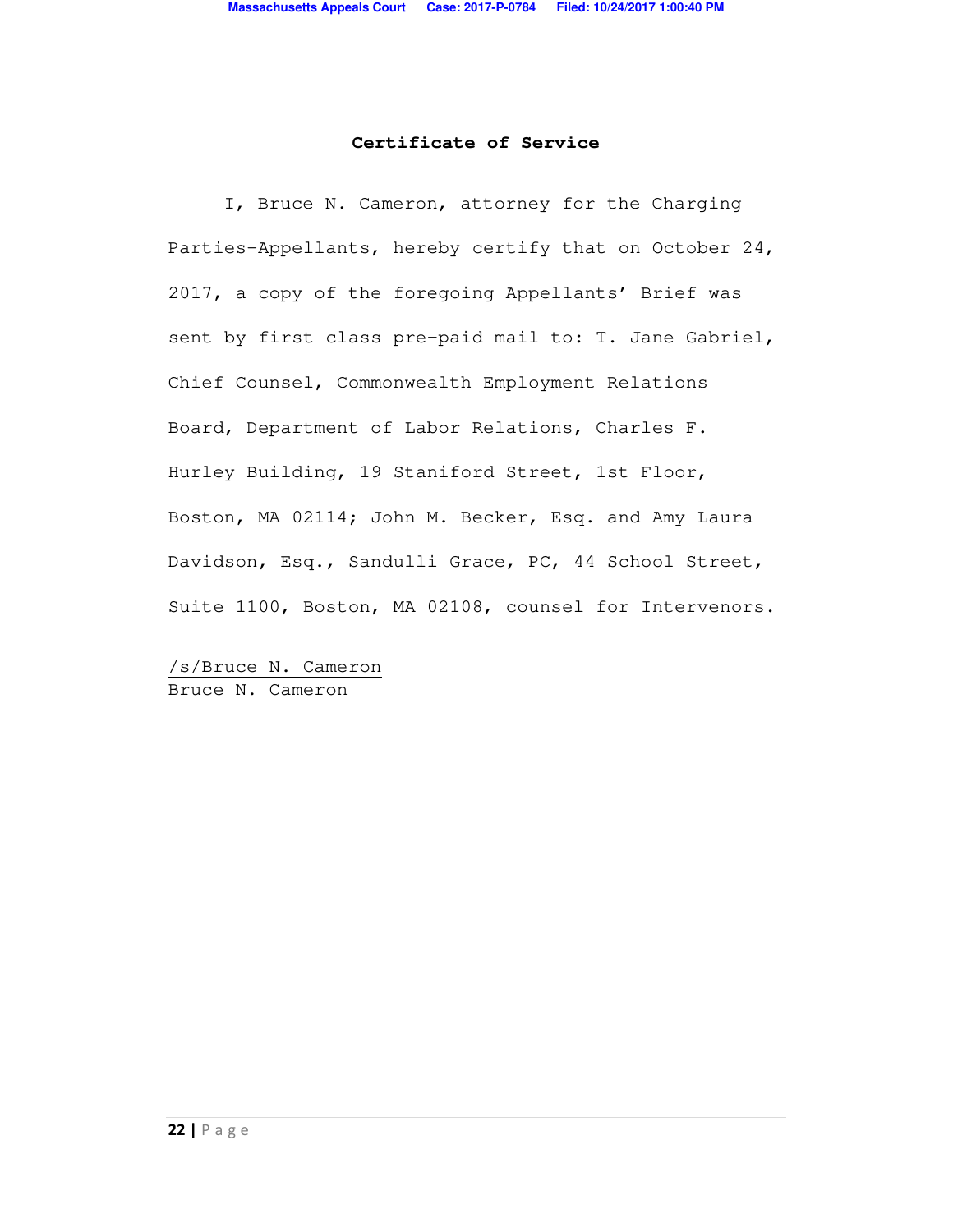## Certificate of Service

I, Bruce N. Cameron, attorney for the Charging Parties-Appellants, hereby certify that on October 24, 2017, a copy of the foregoing Appellants' Brief was sent by first class pre-paid mail to: T. Jane Gabriel, Chief Counsel, Commonwealth Employment Relations Board, Department of Labor Relations, Charles F. Hurley Building, 19 Staniford Street, 1st Floor, Boston, MA 02114; John M. Becker, Esq. and Amy Laura Davidson, Esq., Sandulli Grace, PC, 44 School Street, Suite 1100, Boston, MA 02108, counsel for Intervenors.

/s/Bruce N. Cameron
Bruce N. Cameron